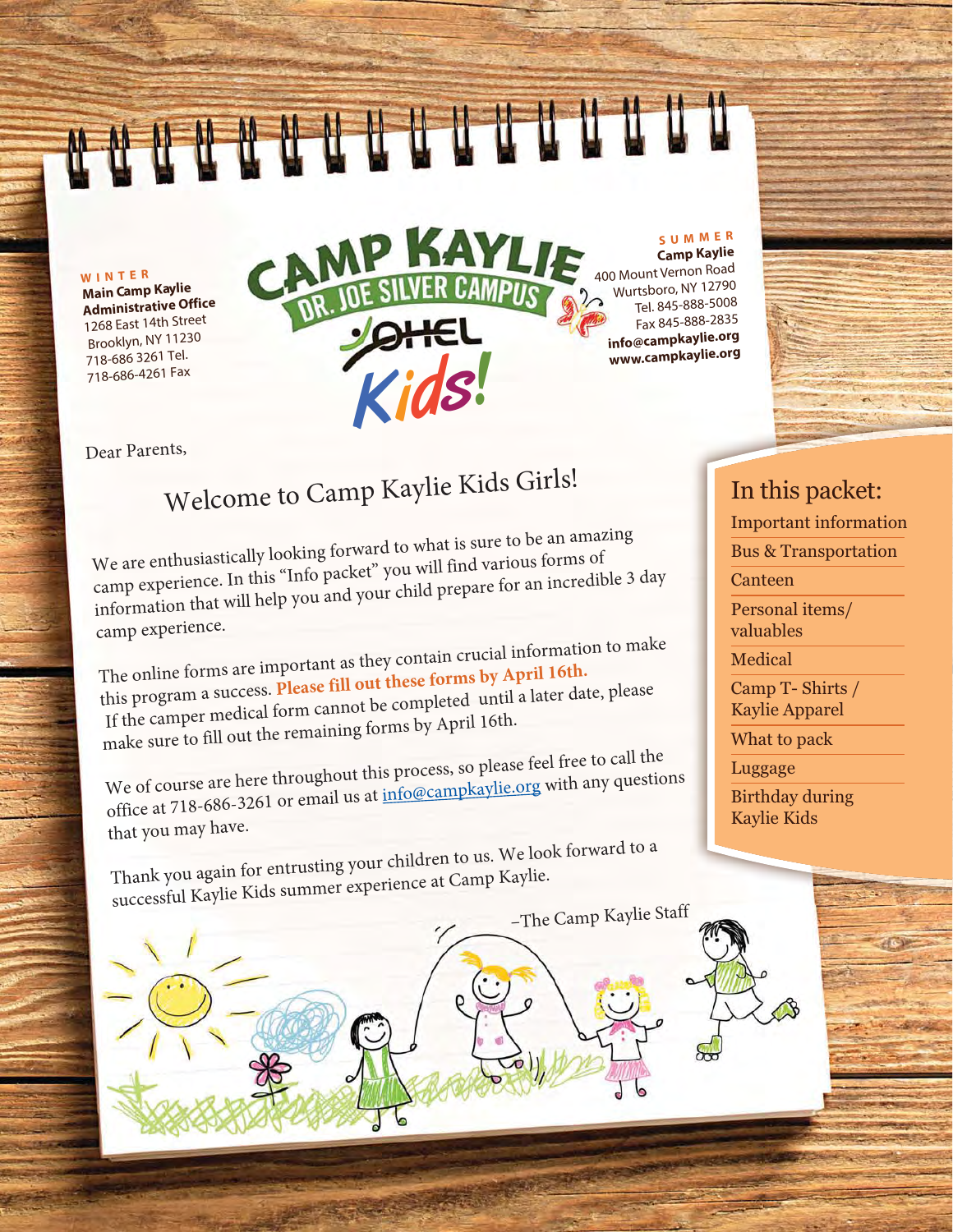**WINTER**

**Main Camp Kaylie Administrative Office**
1268 East 14th Street
Brooklyn, NY 11230
718-686 3261 Tel.
718-686-4261 Fax

CAMP KAYLIE
DR. JOE SILVER CAMPUS
OHEL
Kids!

**SUMMER**

**Camp Kaylie**
400 Mount Vernon Road
Wurtsboro, NY 12790
Tel. 845-888-5008
Fax 845-888-2835
**info@campkaylie.org**
**www.campkaylie.org**

Dear Parents,

# Welcome to Camp Kaylie Kids Girls!

We are enthusiastically looking forward to what is sure to be an amazing camp experience. In this "Info packet" you will find various forms of information that will help you and your child prepare for an incredible 3 day camp experience.

The online forms are important as they contain crucial information to make this program a success. **Please fill out these forms by April 16th.** If the camper medical form cannot be completed until a later date, please make sure to fill out the remaining forms by April 16th.

We of course are here throughout this process, so please feel free to call the office at 718-686-3261 or email us at info@campkaylie.org with any questions that you may have.

Thank you again for entrusting your children to us. We look forward to a successful Kaylie Kids summer experience at Camp Kaylie.

–The Camp Kaylie Staff

## In this packet:

- Important information
- Bus & Transportation
- Canteen
- Personal items/ valuables
- Medical
- Camp T- Shirts / Kaylie Apparel
- What to pack
- Luggage
- Birthday during Kaylie Kids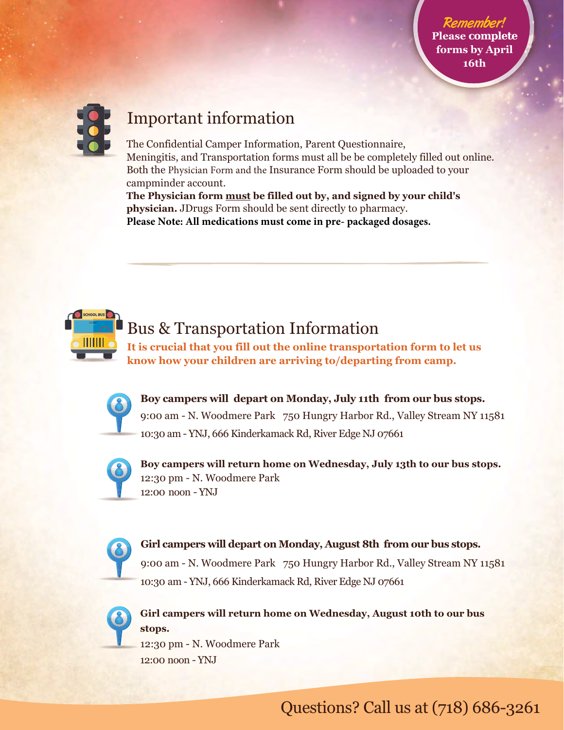*Remember!*
**Please complete forms by April 16th**

## Important information

The Confidential Camper Information, Parent Questionnaire, Meningitis, and Transportation forms must all be be completely filled out online. Both the Physician Form and the Insurance Form should be uploaded to your campminder account.
**The Physician form must be filled out by, and signed by your child's physician.** JDrugs Form should be sent directly to pharmacy.
**Please Note: All medications must come in pre- packaged dosages.**

## Bus & Transportation Information

**It is crucial that you fill out the online transportation form to let us know how your children are arriving to/departing from camp.**

**Boy campers will depart on Monday, July 11th from our bus stops.**
9:00 am - N. Woodmere Park 750 Hungry Harbor Rd., Valley Stream NY 11581
10:30 am - YNJ, 666 Kinderkamack Rd, River Edge NJ 07661

**Boy campers will return home on Wednesday, July 13th to our bus stops.**
12:30 pm - N. Woodmere Park
12:00 noon - YNJ

**Girl campers will depart on Monday, August 8th from our bus stops.**
9:00 am - N. Woodmere Park 750 Hungry Harbor Rd., Valley Stream NY 11581
10:30 am - YNJ, 666 Kinderkamack Rd, River Edge NJ 07661

**Girl campers will return home on Wednesday, August 10th to our bus stops.**
12:30 pm - N. Woodmere Park
12:00 noon - YNJ

Questions? Call us at (718) 686-3261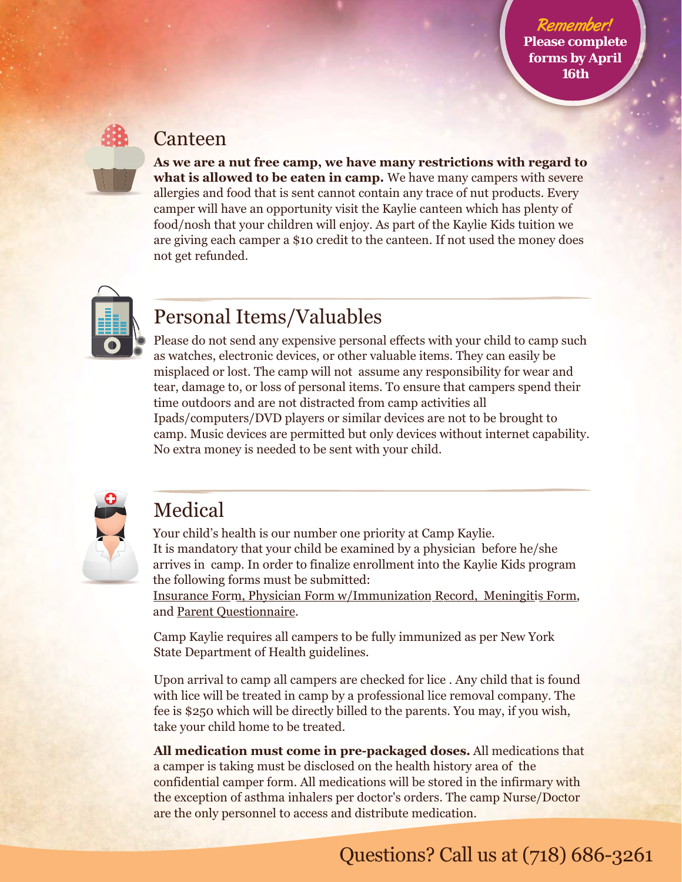*Remember!*
**Please complete forms by April 16th**

## Canteen

**As we are a nut free camp, we have many restrictions with regard to what is allowed to be eaten in camp.** We have many campers with severe allergies and food that is sent cannot contain any trace of nut products. Every camper will have an opportunity visit the Kaylie canteen which has plenty of food/nosh that your children will enjoy. As part of the Kaylie Kids tuition we are giving each camper a $10 credit to the canteen. If not used the money does not get refunded.

## Personal Items/Valuables

Please do not send any expensive personal effects with your child to camp such as watches, electronic devices, or other valuable items. They can easily be misplaced or lost. The camp will not assume any responsibility for wear and tear, damage to, or loss of personal items. To ensure that campers spend their time outdoors and are not distracted from camp activities all Ipads/computers/DVD players or similar devices are not to be brought to camp. Music devices are permitted but only devices without internet capability. No extra money is needed to be sent with your child.

## Medical

Your child's health is our number one priority at Camp Kaylie.
It is mandatory that your child be examined by a physician before he/she arrives in camp. In order to finalize enrollment into the Kaylie Kids program the following forms must be submitted:
Insurance Form, Physician Form w/Immunization Record, Meningitis Form, and Parent Questionnaire.

Camp Kaylie requires all campers to be fully immunized as per New York State Department of Health guidelines.

Upon arrival to camp all campers are checked for lice . Any child that is found with lice will be treated in camp by a professional lice removal company. The fee is $250 which will be directly billed to the parents. You may, if you wish, take your child home to be treated.

**All medication must come in pre-packaged doses.** All medications that a camper is taking must be disclosed on the health history area of the confidential camper form. All medications will be stored in the infirmary with the exception of asthma inhalers per doctor's orders. The camp Nurse/Doctor are the only personnel to access and distribute medication.

Questions? Call us at (718) 686-3261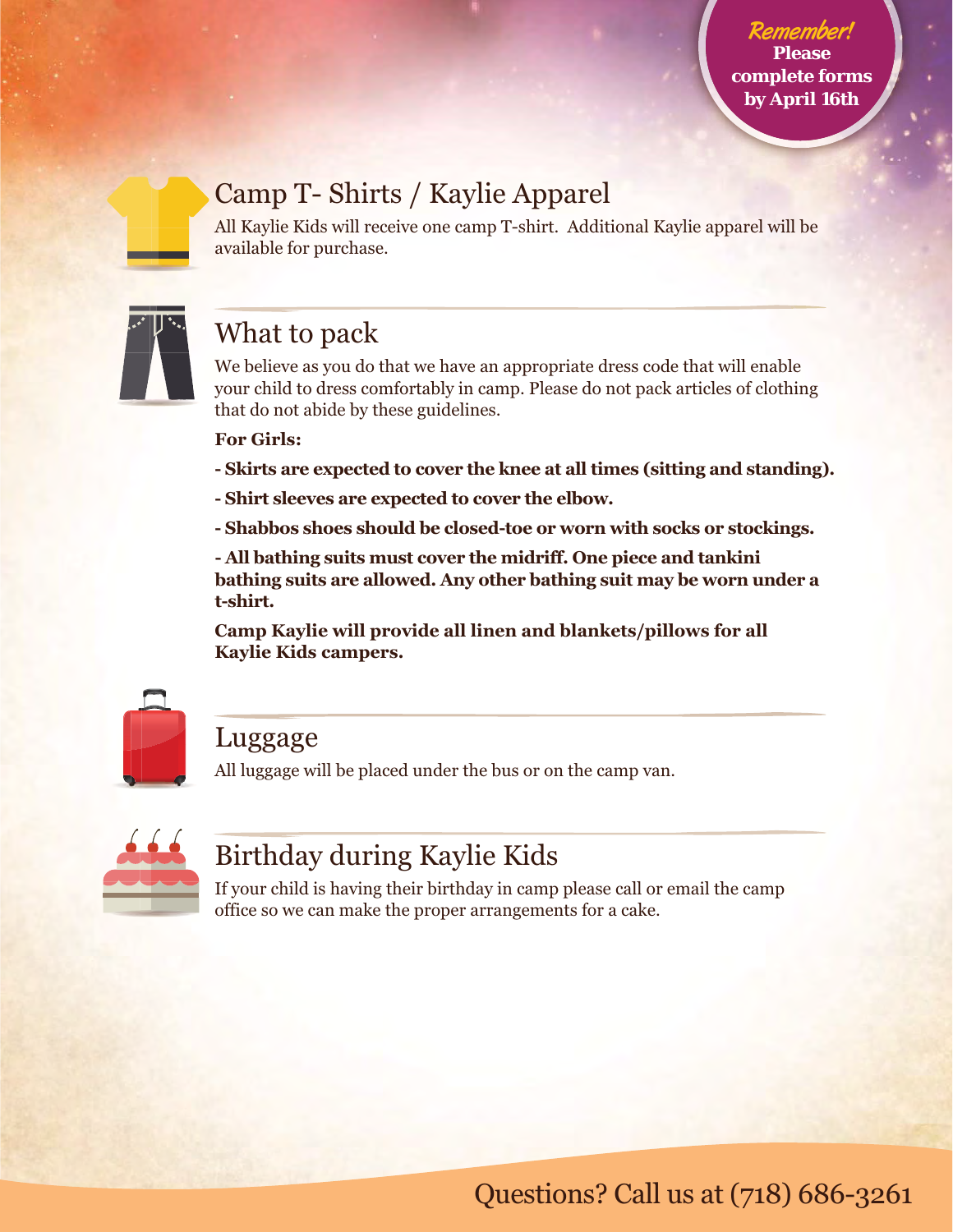*Remember!* **Please complete forms by April 16th**

## Camp T- Shirts / Kaylie Apparel

All Kaylie Kids will receive one camp T-shirt. Additional Kaylie apparel will be available for purchase.

## What to pack

We believe as you do that we have an appropriate dress code that will enable your child to dress comfortably in camp. Please do not pack articles of clothing that do not abide by these guidelines.

**For Girls:**

**- Skirts are expected to cover the knee at all times (sitting and standing).**

**- Shirt sleeves are expected to cover the elbow.**

**- Shabbos shoes should be closed-toe or worn with socks or stockings.**

**- All bathing suits must cover the midriff. One piece and tankini bathing suits are allowed. Any other bathing suit may be worn under a t-shirt.**

**Camp Kaylie will provide all linen and blankets/pillows for all Kaylie Kids campers.**

## Luggage

All luggage will be placed under the bus or on the camp van.

## Birthday during Kaylie Kids

If your child is having their birthday in camp please call or email the camp office so we can make the proper arrangements for a cake.

Questions? Call us at (718) 686-3261